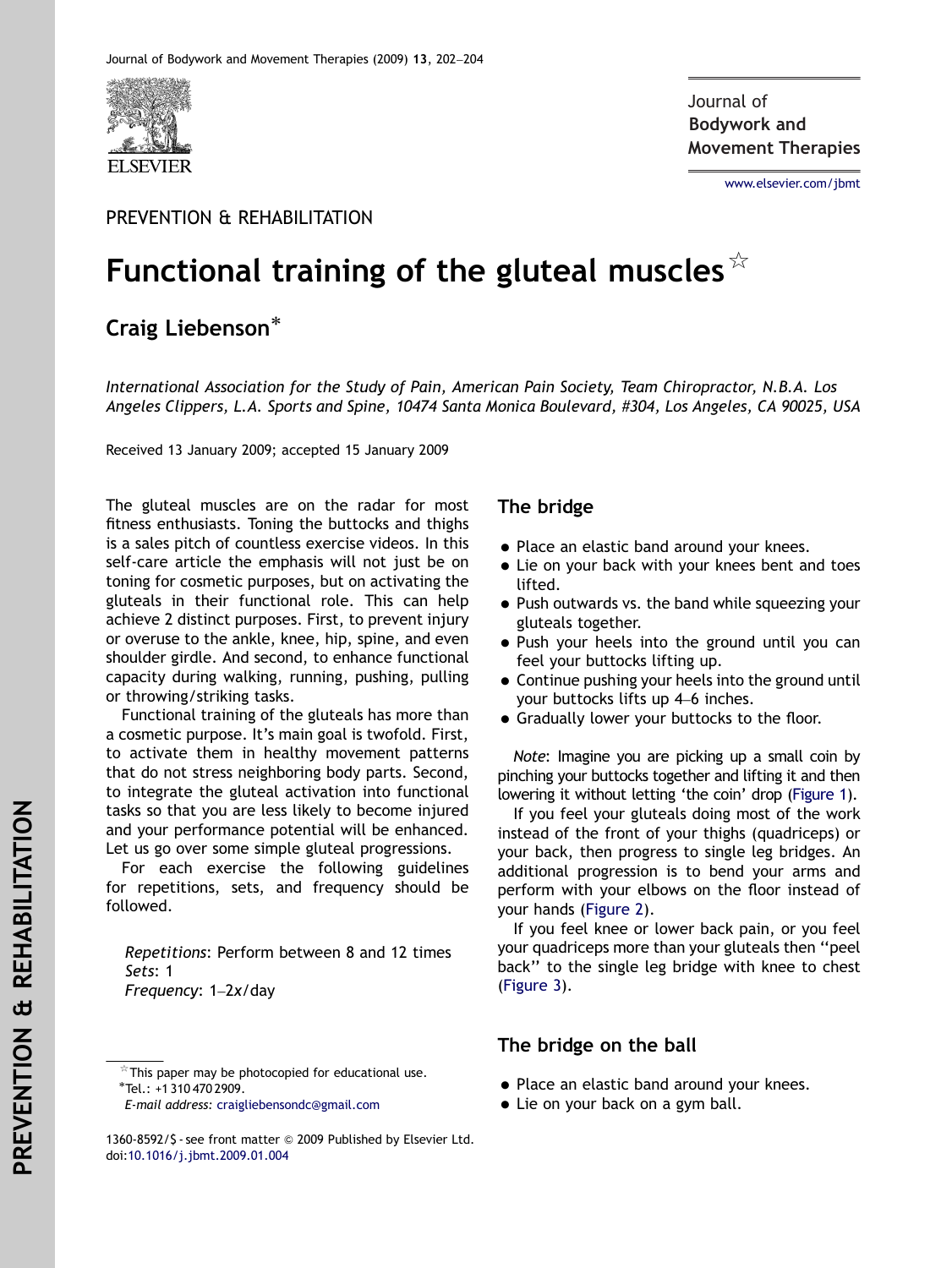PREVENTION & REHABILITATION

# Functional training of the gluteal muscles☆

**Craig Liebenson***

*International Association for the Study of Pain, American Pain Society, Team Chiropractor, N.B.A. Los Angeles Clippers, L.A. Sports and Spine, 10474 Santa Monica Boulevard, #304, Los Angeles, CA 90025, USA*

Received 13 January 2009; accepted 15 January 2009

The gluteal muscles are on the radar for most fitness enthusiasts. Toning the buttocks and thighs is a sales pitch of countless exercise videos. In this self-care article the emphasis will not just be on toning for cosmetic purposes, but on activating the gluteals in their functional role. This can help achieve 2 distinct purposes. First, to prevent injury or overuse to the ankle, knee, hip, spine, and even shoulder girdle. And second, to enhance functional capacity during walking, running, pushing, pulling or throwing/striking tasks.

Functional training of the gluteals has more than a cosmetic purpose. It's main goal is twofold. First, to activate them in healthy movement patterns that do not stress neighboring body parts. Second, to integrate the gluteal activation into functional tasks so that you are less likely to become injured and your performance potential will be enhanced. Let us go over some simple gluteal progressions.

For each exercise the following guidelines for repetitions, sets, and frequency should be followed.

*Repetitions*: Perform between 8 and 12 times
*Sets*: 1
*Frequency*: 1–2x/day

## The bridge

- Place an elastic band around your knees.
- Lie on your back with your knees bent and toes lifted.
- Push outwards vs. the band while squeezing your gluteals together.
- Push your heels into the ground until you can feel your buttocks lifting up.
- Continue pushing your heels into the ground until your buttocks lifts up 4–6 inches.
- Gradually lower your buttocks to the floor.

*Note*: Imagine you are picking up a small coin by pinching your buttocks together and lifting it and then lowering it without letting 'the coin' drop (Figure 1).

If you feel your gluteals doing most of the work instead of the front of your thighs (quadriceps) or your back, then progress to single leg bridges. An additional progression is to bend your arms and perform with your elbows on the floor instead of your hands (Figure 2).

If you feel knee or lower back pain, or you feel your quadriceps more than your gluteals then "peel back" to the single leg bridge with knee to chest (Figure 3).

## The bridge on the ball

- Place an elastic band around your knees.
- Lie on your back on a gym ball.

☆This paper may be photocopied for educational use.
*Tel.: +1 310 470 2909.
*E-mail address:* craigliebensondc@gmail.com

1360-8592/$ - see front matter © 2009 Published by Elsevier Ltd.
doi:10.1016/j.jbmt.2009.01.004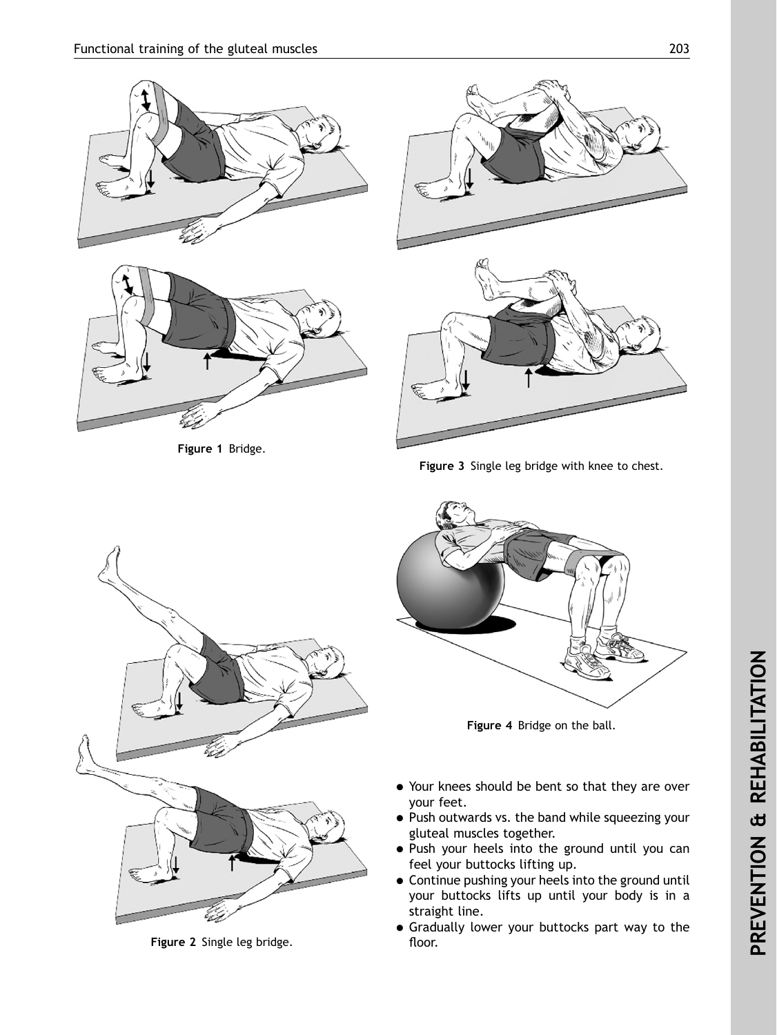Figure 1 Bridge.

Figure 3 Single leg bridge with knee to chest.

Figure 2 Single leg bridge.

Figure 4 Bridge on the ball.

- Your knees should be bent so that they are over your feet.
- Push outwards vs. the band while squeezing your gluteal muscles together.
- Push your heels into the ground until you can feel your buttocks lifting up.
- Continue pushing your heels into the ground until your buttocks lifts up until your body is in a straight line.
- Gradually lower your buttocks part way to the floor.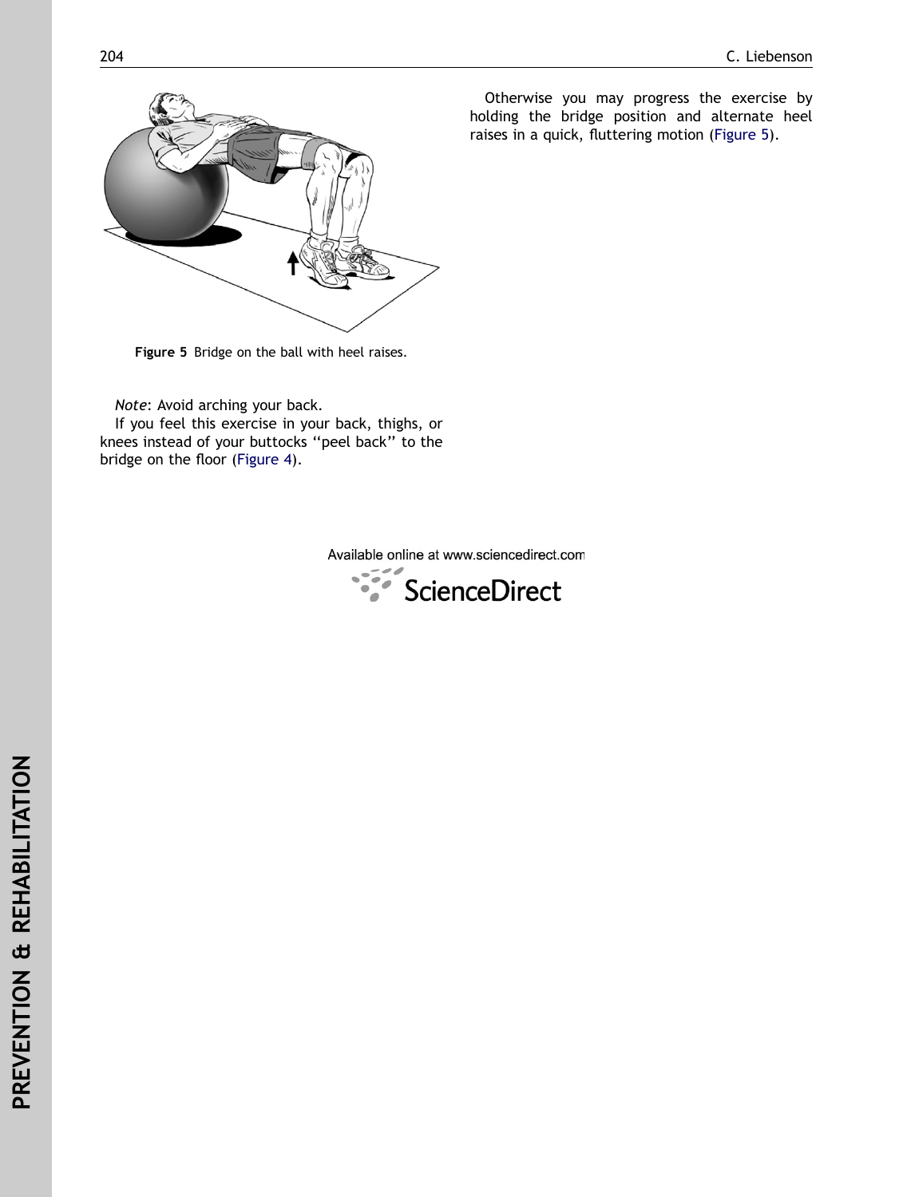Figure 5 Bridge on the ball with heel raises.

*Note*: Avoid arching your back.

If you feel this exercise in your back, thighs, or knees instead of your buttocks "peel back" to the bridge on the floor (Figure 4).

Otherwise you may progress the exercise by holding the bridge position and alternate heel raises in a quick, fluttering motion (Figure 5).

Available online at www.sciencedirect.com

ScienceDirect